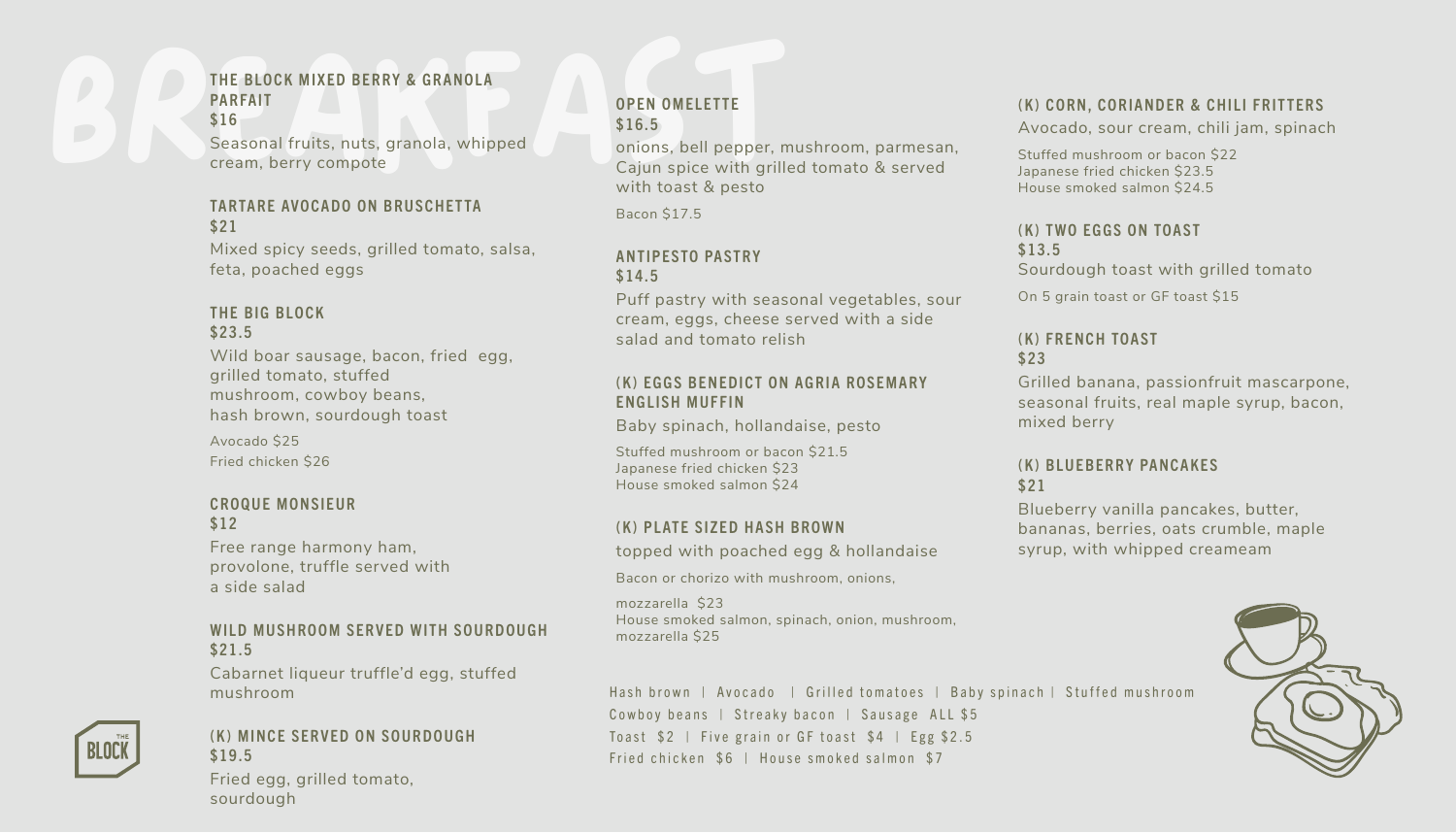# BREAKFAST

### THE BLOCK MIXED BERRY & GRANOLA PARFAIT
**$16**

Seasonal fruits, nuts, granola, whipped cream, berry compote

### TARTARE AVOCADO ON BRUSCHETTA
**$21**

Mixed spicy seeds, grilled tomato, salsa, feta, poached eggs

### THE BIG BLOCK
**$23.5**

Wild boar sausage, bacon, fried egg, grilled tomato, stuffed mushroom, cowboy beans, hash brown, sourdough toast

Avocado $25
Fried chicken $26

### CROQUE MONSIEUR
**$12**

Free range harmony ham, provolone, truffle served with a side salad

### WILD MUSHROOM SERVED WITH SOURDOUGH
**$21.5**

Cabarnet liqueur truffle'd egg, stuffed mushroom

### (K) MINCE SERVED ON SOURDOUGH
**$19.5**

Fried egg, grilled tomato, sourdough

### OPEN OMELETTE
**$16.5**

onions, bell pepper, mushroom, parmesan, Cajun spice with grilled tomato & served with toast & pesto

Bacon $17.5

### ANTIPESTO PASTRY
**$14.5**

Puff pastry with seasonal vegetables, sour cream, eggs, cheese served with a side salad and tomato relish

### (K) EGGS BENEDICT ON AGRIA ROSEMARY ENGLISH MUFFIN

Baby spinach, hollandaise, pesto

Stuffed mushroom or bacon $21.5
Japanese fried chicken $23
House smoked salmon $24

### (K) PLATE SIZED HASH BROWN

topped with poached egg & hollandaise

Bacon or chorizo with mushroom, onions,

mozzarella $23
House smoked salmon, spinach, onion, mushroom, mozzarella $25

### (K) CORN, CORIANDER & CHILI FRITTERS

Avocado, sour cream, chili jam, spinach

Stuffed mushroom or bacon $22
Japanese fried chicken $23.5
House smoked salmon $24.5

### (K) TWO EGGS ON TOAST
**$13.5**

Sourdough toast with grilled tomato

On 5 grain toast or GF toast $15

### (K) FRENCH TOAST
**$23**

Grilled banana, passionfruit mascarpone, seasonal fruits, real maple syrup, bacon, mixed berry

### (K) BLUEBERRY PANCAKES
**$21**

Blueberry vanilla pancakes, butter, bananas, berries, oats crumble, maple syrup, with whipped creameam

Hash brown | Avocado | Grilled tomatoes | Baby spinach | Stuffed mushroom
Cowboy beans | Streaky bacon | Sausage ALL $5
Toast $2 | Five grain or GF toast $4 | Egg $2.5
Fried chicken $6 | House smoked salmon $7

THE BLOCK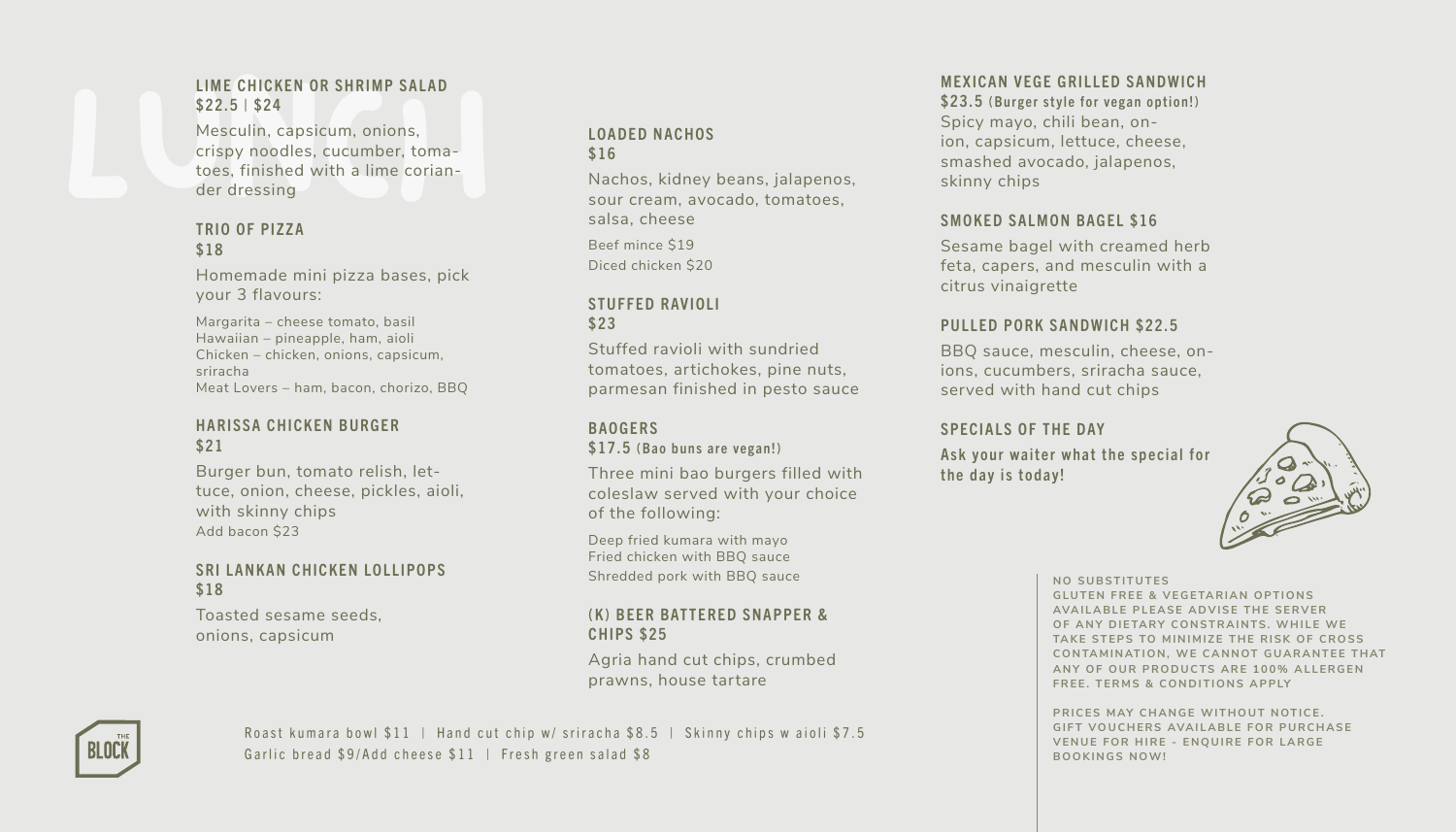# LUNCH

### LIME CHICKEN OR SHRIMP SALAD
**$22.5 | $24**

Mesculin, capsicum, onions, crispy noodles, cucumber, tomatoes, finished with a lime coriander dressing

### TRIO OF PIZZA
**$18**

Homemade mini pizza bases, pick your 3 flavours:

Margarita – cheese tomato, basil
Hawaiian – pineapple, ham, aioli
Chicken – chicken, onions, capsicum, sriracha
Meat Lovers – ham, bacon, chorizo, BBQ

### HARISSA CHICKEN BURGER
**$21**

Burger bun, tomato relish, lettuce, onion, cheese, pickles, aioli, with skinny chips
Add bacon $23

### SRI LANKAN CHICKEN LOLLIPOPS
**$18**

Toasted sesame seeds, onions, capsicum

### LOADED NACHOS
**$16**

Nachos, kidney beans, jalapenos, sour cream, avocado, tomatoes, salsa, cheese

Beef mince $19
Diced chicken $20

### STUFFED RAVIOLI
**$23**

Stuffed ravioli with sundried tomatoes, artichokes, pine nuts, parmesan finished in pesto sauce

### BAOGERS
**$17.5 (Bao buns are vegan!)**

Three mini bao burgers filled with coleslaw served with your choice of the following:

Deep fried kumara with mayo
Fried chicken with BBQ sauce
Shredded pork with BBQ sauce

### (K) BEER BATTERED SNAPPER & CHIPS $25

Agria hand cut chips, crumbed prawns, house tartare

### MEXICAN VEGE GRILLED SANDWICH
**$23.5 (Burger style for vegan option!)**

Spicy mayo, chili bean, onion, capsicum, lettuce, cheese, smashed avocado, jalapenos, skinny chips

### SMOKED SALMON BAGEL $16

Sesame bagel with creamed herb feta, capers, and mesculin with a citrus vinaigrette

### PULLED PORK SANDWICH $22.5

BBQ sauce, mesculin, cheese, onions, cucumbers, sriracha sauce, served with hand cut chips

### SPECIALS OF THE DAY

**Ask your waiter what the special for the day is today!**

NO SUBSTITUTES
GLUTEN FREE & VEGETARIAN OPTIONS AVAILABLE PLEASE ADVISE THE SERVER OF ANY DIETARY CONSTRAINTS. WHILE WE TAKE STEPS TO MINIMIZE THE RISK OF CROSS CONTAMINATION, WE CANNOT GUARANTEE THAT ANY OF OUR PRODUCTS ARE 100% ALLERGEN FREE. TERMS & CONDITIONS APPLY

PRICES MAY CHANGE WITHOUT NOTICE.
GIFT VOUCHERS AVAILABLE FOR PURCHASE
VENUE FOR HIRE - ENQUIRE FOR LARGE BOOKINGS NOW!

Roast kumara bowl $11 | Hand cut chip w/ sriracha $8.5 | Skinny chips w aioli $7.5
Garlic bread $9/Add cheese $11 | Fresh green salad $8

THE BLOCK